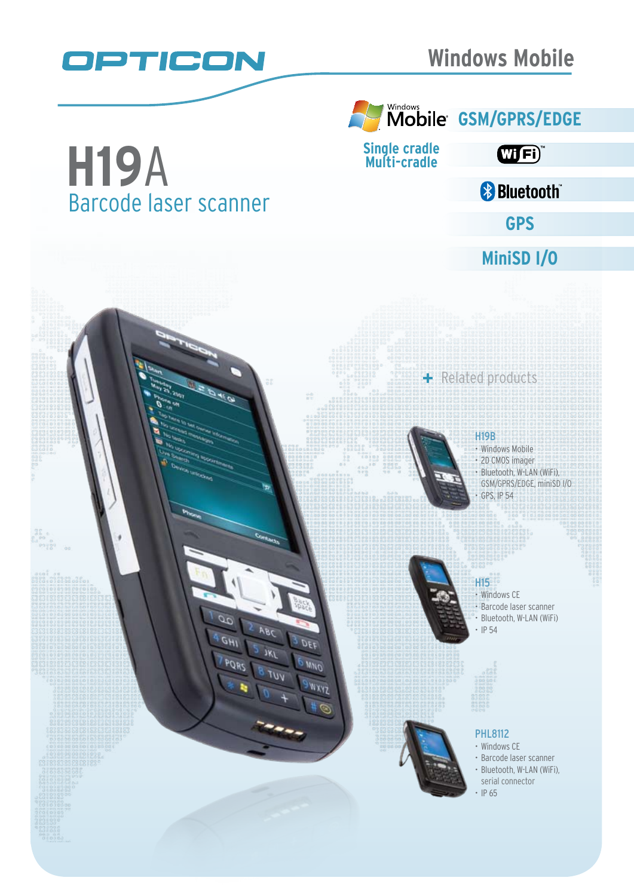OPTICON

Windows Mobile

# H19A

## Barcode laser scanner

Windows Mobile

GSM/GPRS/EDGE

Single cradle
Multi-cradle

WiFi

Bluetooth

GPS

MiniSD I/O

## + Related products

### H19B

- Windows Mobile
- 2D CMOS imager
- Bluetooth, W-LAN (WiFi), GSM/GPRS/EDGE, miniSD I/O
- GPS, IP 54

### H15

- Windows CE
- Barcode laser scanner
- Bluetooth, W-LAN (WiFi)
- IP 54

### PHL8112

- Windows CE
- Barcode laser scanner
- Bluetooth, W-LAN (WiFi), serial connector
- IP 65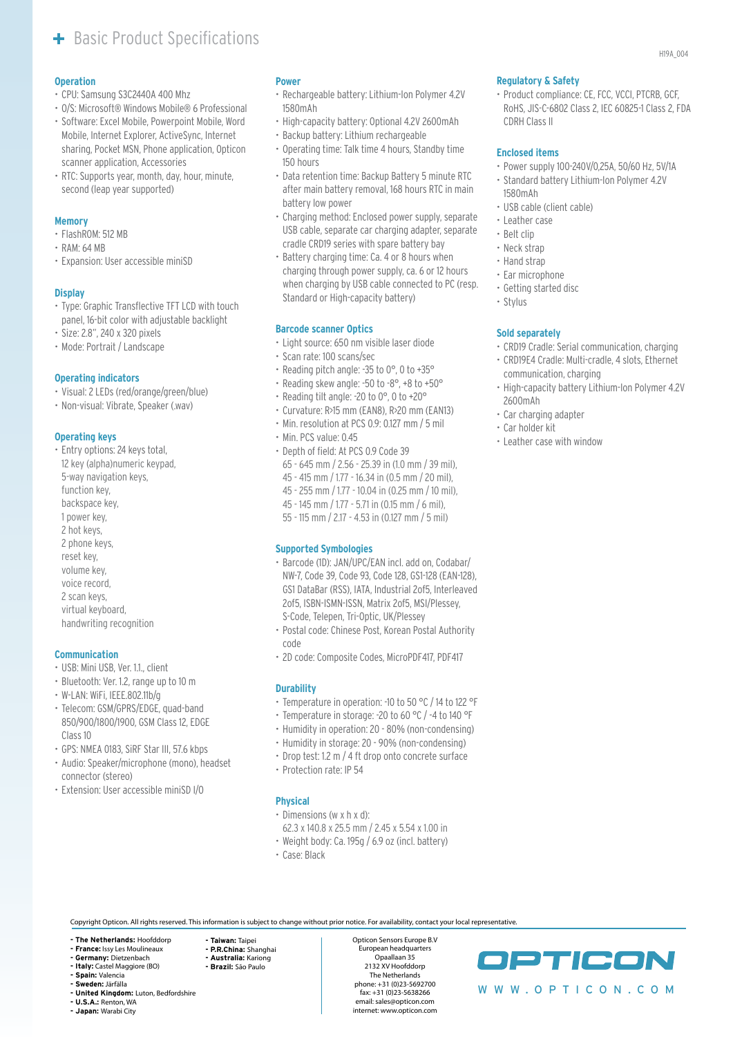# Basic Product Specifications

H19A_004

## Operation

- CPU: Samsung S3C2440A 400 Mhz
- O/S: Microsoft® Windows Mobile® 6 Professional
- Software: Excel Mobile, Powerpoint Mobile, Word Mobile, Internet Explorer, ActiveSync, Internet sharing, Pocket MSN, Phone application, Opticon scanner application, Accessories
- RTC: Supports year, month, day, hour, minute, second (leap year supported)

## Memory

- FlashROM: 512 MB
- RAM: 64 MB
- Expansion: User accessible miniSD

## Display

- Type: Graphic Transflective TFT LCD with touch panel, 16-bit color with adjustable backlight
- Size: 2.8", 240 x 320 pixels
- Mode: Portrait / Landscape

## Operating indicators

- Visual: 2 LEDs (red/orange/green/blue)
- Non-visual: Vibrate, Speaker (.wav)

## Operating keys

- Entry options: 24 keys total, 12 key (alpha)numeric keypad, 5-way navigation keys, function key, backspace key, 1 power key, 2 hot keys, 2 phone keys, reset key, volume key, voice record, 2 scan keys, virtual keyboard, handwriting recognition

## Communication

- USB: Mini USB, Ver. 1.1., client
- Bluetooth: Ver. 1.2, range up to 10 m
- W-LAN: WiFi, IEEE.802.11b/g
- Telecom: GSM/GPRS/EDGE, quad-band 850/900/1800/1900, GSM Class 12, EDGE Class 10
- GPS: NMEA 0183, SiRF Star III, 57.6 kbps
- Audio: Speaker/microphone (mono), headset connector (stereo)
- Extension: User accessible miniSD I/O

## Power

- Rechargeable battery: Lithium-Ion Polymer 4.2V 1580mAh
- High-capacity battery: Optional 4.2V 2600mAh
- Backup battery: Lithium rechargeable
- Operating time: Talk time 4 hours, Standby time 150 hours
- Data retention time: Backup Battery 5 minute RTC after main battery removal, 168 hours RTC in main battery low power
- Charging method: Enclosed power supply, separate USB cable, separate car charging adapter, separate cradle CRD19 series with spare battery bay
- Battery charging time: Ca. 4 or 8 hours when charging through power supply, ca. 6 or 12 hours when charging by USB cable connected to PC (resp. Standard or High-capacity battery)

## Barcode scanner Optics

- Light source: 650 nm visible laser diode
- Scan rate: 100 scans/sec
- Reading pitch angle: -35 to 0°, 0 to +35°
- Reading skew angle: -50 to -8°, +8 to +50°
- Reading tilt angle: -20 to 0°, 0 to +20°
- Curvature: R>15 mm (EAN8), R>20 mm (EAN13)
- Min. resolution at PCS 0.9: 0.127 mm / 5 mil
- Min. PCS value: 0.45
- Depth of field: At PCS 0.9 Code 39
  65 - 645 mm / 2.56 - 25.39 in (1.0 mm / 39 mil),
  45 - 415 mm / 1.77 - 16.34 in (0.5 mm / 20 mil),
  45 - 255 mm / 1.77 - 10.04 in (0.25 mm / 10 mil),
  45 - 145 mm / 1.77 - 5.71 in (0.15 mm / 6 mil),
  55 - 115 mm / 2.17 - 4.53 in (0.127 mm / 5 mil)

## Supported Symbologies

- Barcode (1D): JAN/UPC/EAN incl. add on, Codabar/NW-7, Code 39, Code 93, Code 128, GS1-128 (EAN-128), GS1 DataBar (RSS), IATA, Industrial 2of5, Interleaved 2of5, ISBN-ISMN-ISSN, Matrix 2of5, MSI/Plessey, S-Code, Telepen, Tri-Optic, UK/Plessey
- Postal code: Chinese Post, Korean Postal Authority code
- 2D code: Composite Codes, MicroPDF417, PDF417

## Durability

- Temperature in operation: -10 to 50 °C / 14 to 122 °F
- Temperature in storage: -20 to 60 °C / -4 to 140 °F
- Humidity in operation: 20 - 80% (non-condensing)
- Humidity in storage: 20 - 90% (non-condensing)
- Drop test: 1.2 m / 4 ft drop onto concrete surface
- Protection rate: IP 54

## Physical

- Dimensions (w x h x d):
  62.3 x 140.8 x 25.5 mm / 2.45 x 5.54 x 1.00 in
- Weight body: Ca. 195g / 6.9 oz (incl. battery)
- Case: Black

## Regulatory & Safety

- Product compliance: CE, FCC, VCCI, PTCRB, GCF, RoHS, JIS-C-6802 Class 2, IEC 60825-1 Class 2, FDA CDRH Class II

## Enclosed items

- Power supply 100-240V/0,25A, 50/60 Hz, 5V/1A
- Standard battery Lithium-Ion Polymer 4.2V 1580mAh
- USB cable (client cable)
- Leather case
- Belt clip
- Neck strap
- Hand strap
- Ear microphone
- Getting started disc
- Stylus

## Sold separately

- CRD19 Cradle: Serial communication, charging
- CRD19E4 Cradle: Multi-cradle, 4 slots, Ethernet communication, charging
- High-capacity battery Lithium-Ion Polymer 4.2V 2600mAh
- Car charging adapter
- Car holder kit
- Leather case with window

Copyright Opticon. All rights reserved. This information is subject to change without prior notice. For availability, contact your local representative.

- **The Netherlands:** Hoofddorp
- **France:** Issy Les Moulineaux
- **Germany:** Dietzenbach
- **Italy:** Castel Maggiore (BO)
- **Spain:** Valencia
- **Sweden:** Järfälla
- **United Kingdom:** Luton, Bedfordshire
- **U.S.A.:** Renton, WA
- **Japan:** Warabi City
- **Taiwan:** Taipei
- **P.R.China:** Shanghai
- **Australia:** Kariong
- **Brazil:** São Paulo

Opticon Sensors Europe B.V
European headquarters
Opaallaan 35
2132 XV Hoofddorp
The Netherlands
phone: +31 (0)23-5692700
fax: +31 (0)23-5638266
email: sales@opticon.com
internet: www.opticon.com

OPTICON
WWW.OPTICON.COM